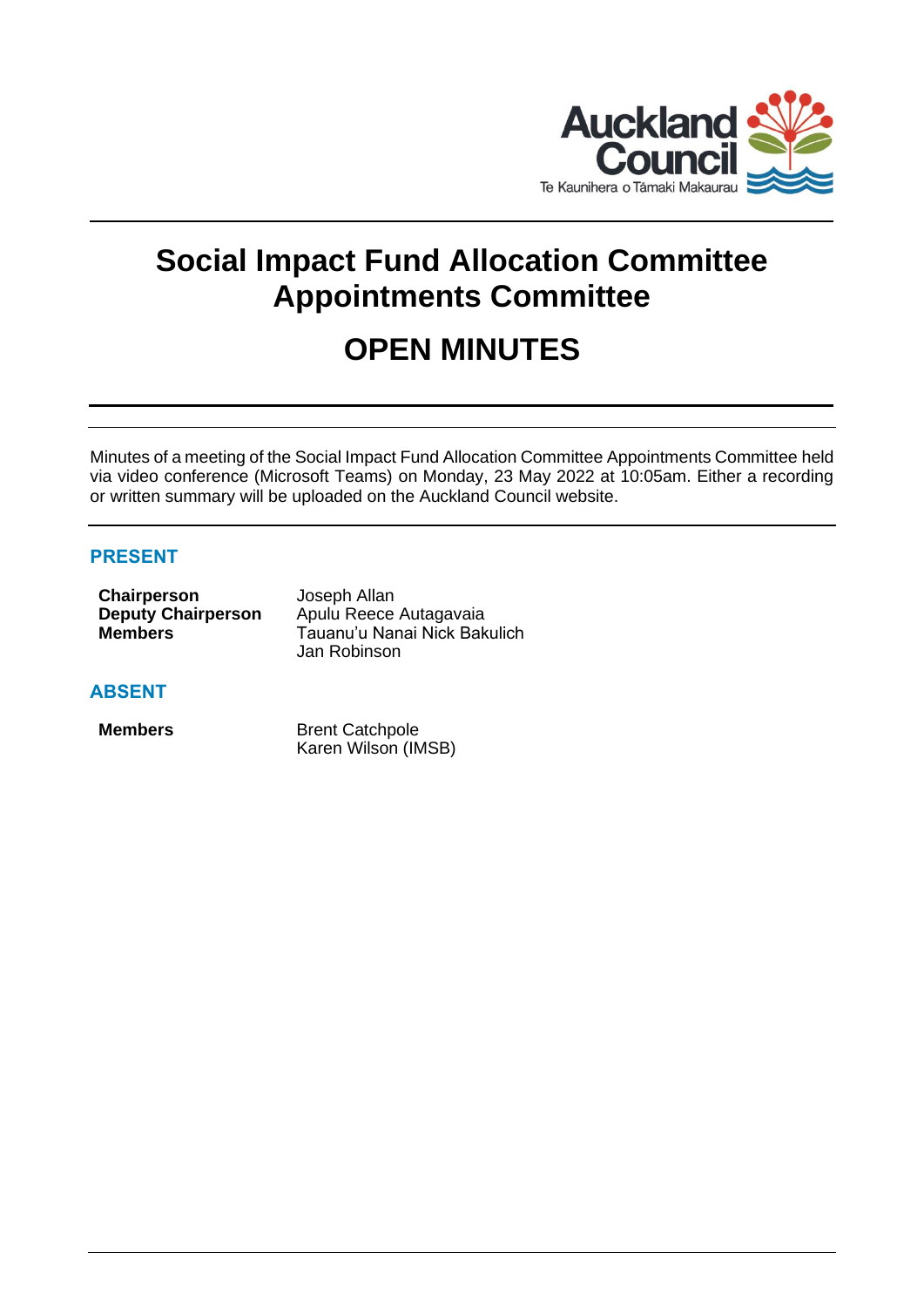# Social Impact Fund Allocation Committee Appointments Committee

# OPEN MINUTES

Minutes of a meeting of the Social Impact Fund Allocation Committee Appointments Committee held via video conference (Microsoft Teams) on Monday, 23 May 2022 at 10:05am. Either a recording or written summary will be uploaded on the Auckland Council website.

## PRESENT

| | |
|---|---|
| **Chairperson** | Joseph Allan |
| **Deputy Chairperson** | Apulu Reece Autagavaia |
| **Members** | Tauanu'u Nanai Nick Bakulich |
| | Jan Robinson |

## ABSENT

| | |
|---|---|
| **Members** | Brent Catchpole |
| | Karen Wilson (IMSB) |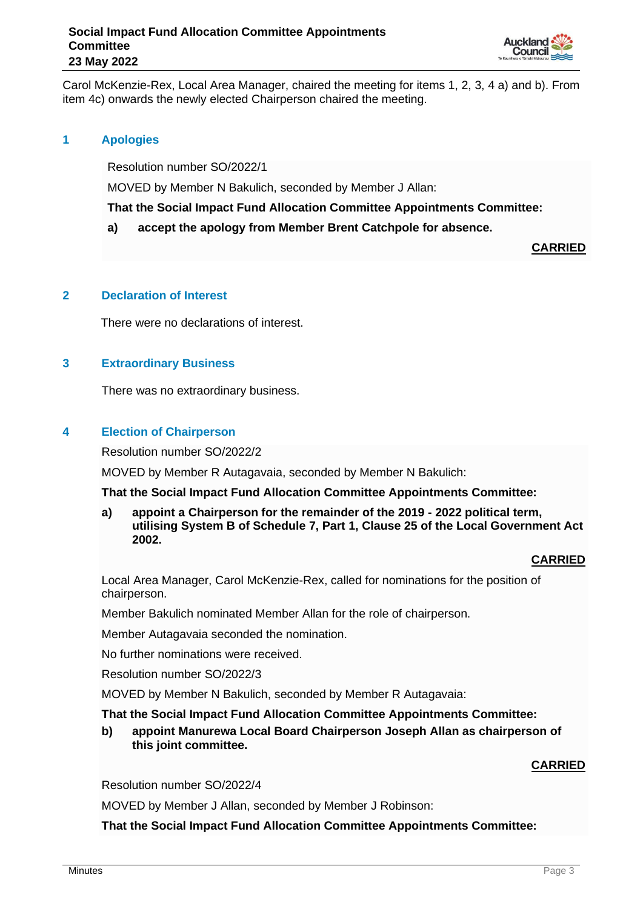Carol McKenzie-Rex, Local Area Manager, chaired the meeting for items 1, 2, 3, 4 a) and b). From item 4c) onwards the newly elected Chairperson chaired the meeting.

## 1 Apologies

Resolution number SO/2022/1

MOVED by Member N Bakulich, seconded by Member J Allan:

**That the Social Impact Fund Allocation Committee Appointments Committee:**

**a) accept the apology from Member Brent Catchpole for absence.**

**CARRIED**

## 2 Declaration of Interest

There were no declarations of interest.

## 3 Extraordinary Business

There was no extraordinary business.

## 4 Election of Chairperson

Resolution number SO/2022/2

MOVED by Member R Autagavaia, seconded by Member N Bakulich:

**That the Social Impact Fund Allocation Committee Appointments Committee:**

**a) appoint a Chairperson for the remainder of the 2019 - 2022 political term, utilising System B of Schedule 7, Part 1, Clause 25 of the Local Government Act 2002.**

**CARRIED**

Local Area Manager, Carol McKenzie-Rex, called for nominations for the position of chairperson.

Member Bakulich nominated Member Allan for the role of chairperson.

Member Autagavaia seconded the nomination.

No further nominations were received.

Resolution number SO/2022/3

MOVED by Member N Bakulich, seconded by Member R Autagavaia:

**That the Social Impact Fund Allocation Committee Appointments Committee:**

**b) appoint Manurewa Local Board Chairperson Joseph Allan as chairperson of this joint committee.**

**CARRIED**

Resolution number SO/2022/4

MOVED by Member J Allan, seconded by Member J Robinson:

**That the Social Impact Fund Allocation Committee Appointments Committee:**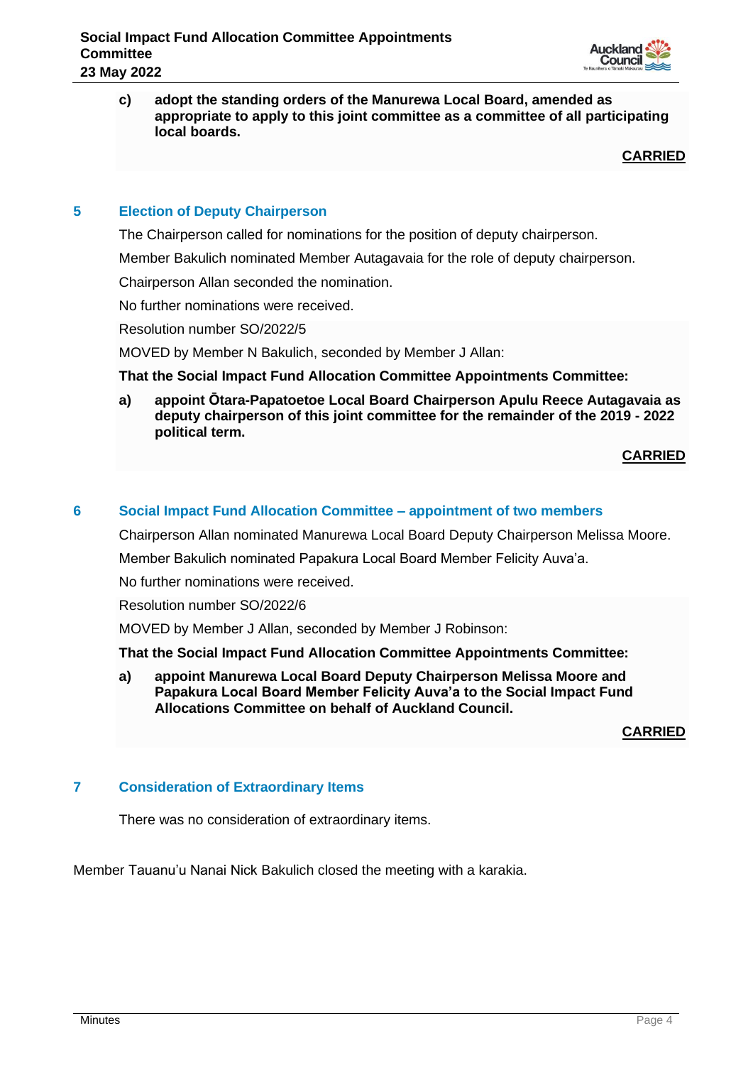c) **adopt the standing orders of the Manurewa Local Board, amended as appropriate to apply to this joint committee as a committee of all participating local boards.**

**CARRIED**

## 5 Election of Deputy Chairperson

The Chairperson called for nominations for the position of deputy chairperson.

Member Bakulich nominated Member Autagavaia for the role of deputy chairperson.

Chairperson Allan seconded the nomination.

No further nominations were received.

Resolution number SO/2022/5

MOVED by Member N Bakulich, seconded by Member J Allan:

**That the Social Impact Fund Allocation Committee Appointments Committee:**

a) **appoint Ōtara-Papatoetoe Local Board Chairperson Apulu Reece Autagavaia as deputy chairperson of this joint committee for the remainder of the 2019 - 2022 political term.**

**CARRIED**

## 6 Social Impact Fund Allocation Committee – appointment of two members

Chairperson Allan nominated Manurewa Local Board Deputy Chairperson Melissa Moore.

Member Bakulich nominated Papakura Local Board Member Felicity Auva'a.

No further nominations were received.

Resolution number SO/2022/6

MOVED by Member J Allan, seconded by Member J Robinson:

**That the Social Impact Fund Allocation Committee Appointments Committee:**

a) **appoint Manurewa Local Board Deputy Chairperson Melissa Moore and Papakura Local Board Member Felicity Auva'a to the Social Impact Fund Allocations Committee on behalf of Auckland Council.**

**CARRIED**

## 7 Consideration of Extraordinary Items

There was no consideration of extraordinary items.

Member Tauanu'u Nanai Nick Bakulich closed the meeting with a karakia.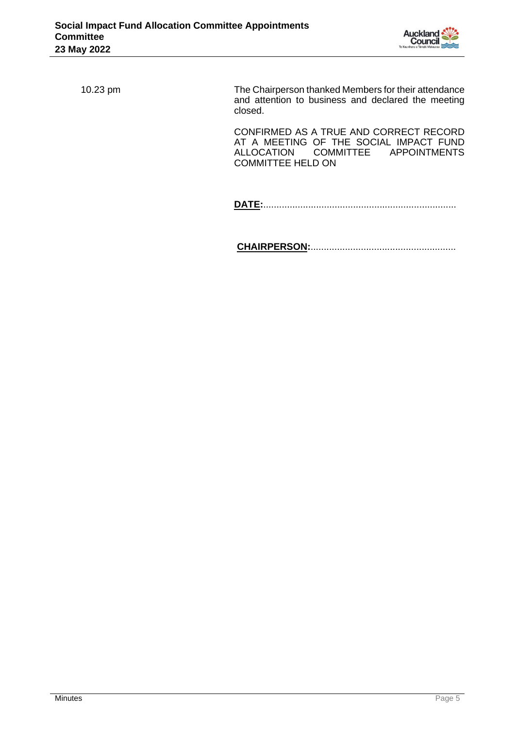10.23 pm The Chairperson thanked Members for their attendance and attention to business and declared the meeting closed.

CONFIRMED AS A TRUE AND CORRECT RECORD AT A MEETING OF THE SOCIAL IMPACT FUND ALLOCATION COMMITTEE APPOINTMENTS COMMITTEE HELD ON

**DATE:**.........................................................................

**CHAIRPERSON:**.......................................................